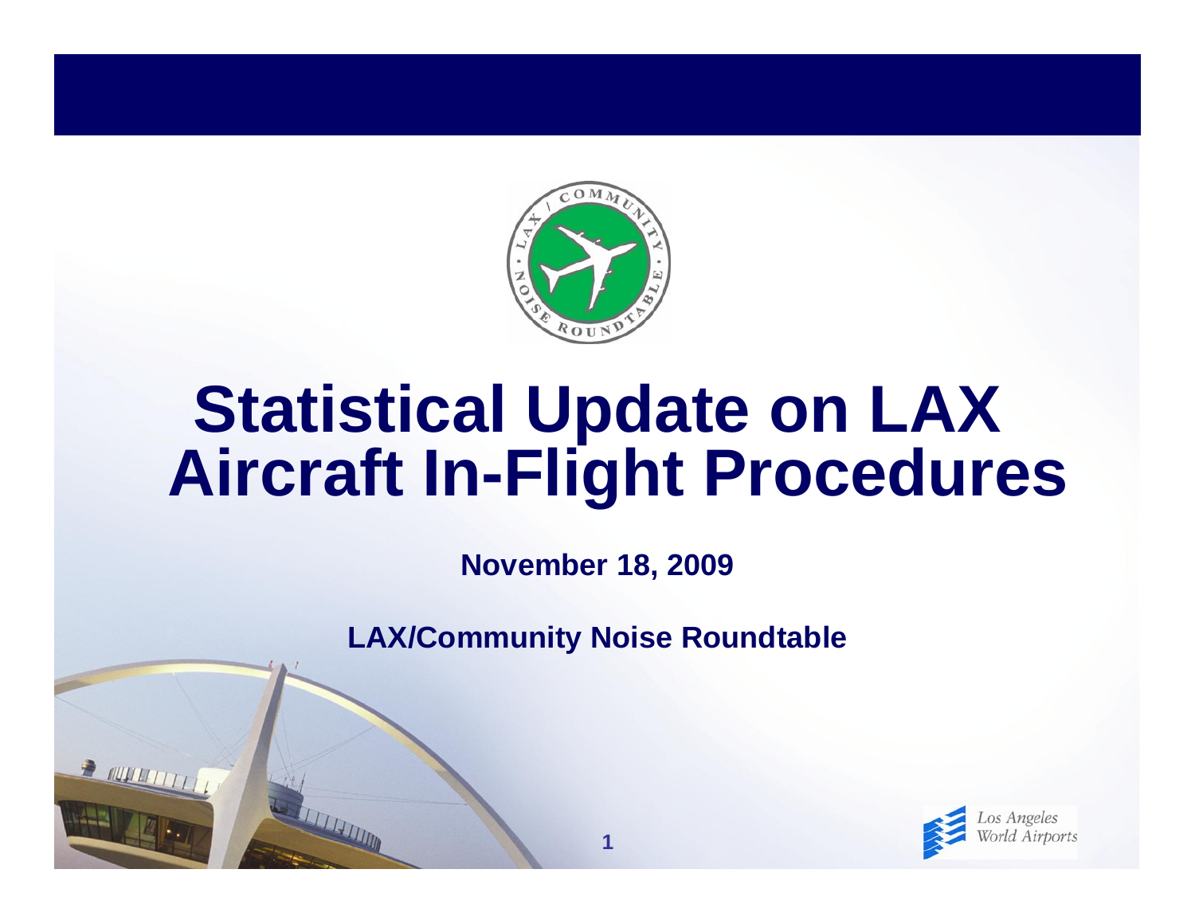# Statistical Update on LAX Aircraft In-Flight Procedures

**November 18, 2009**

**LAX/Community Noise Roundtable**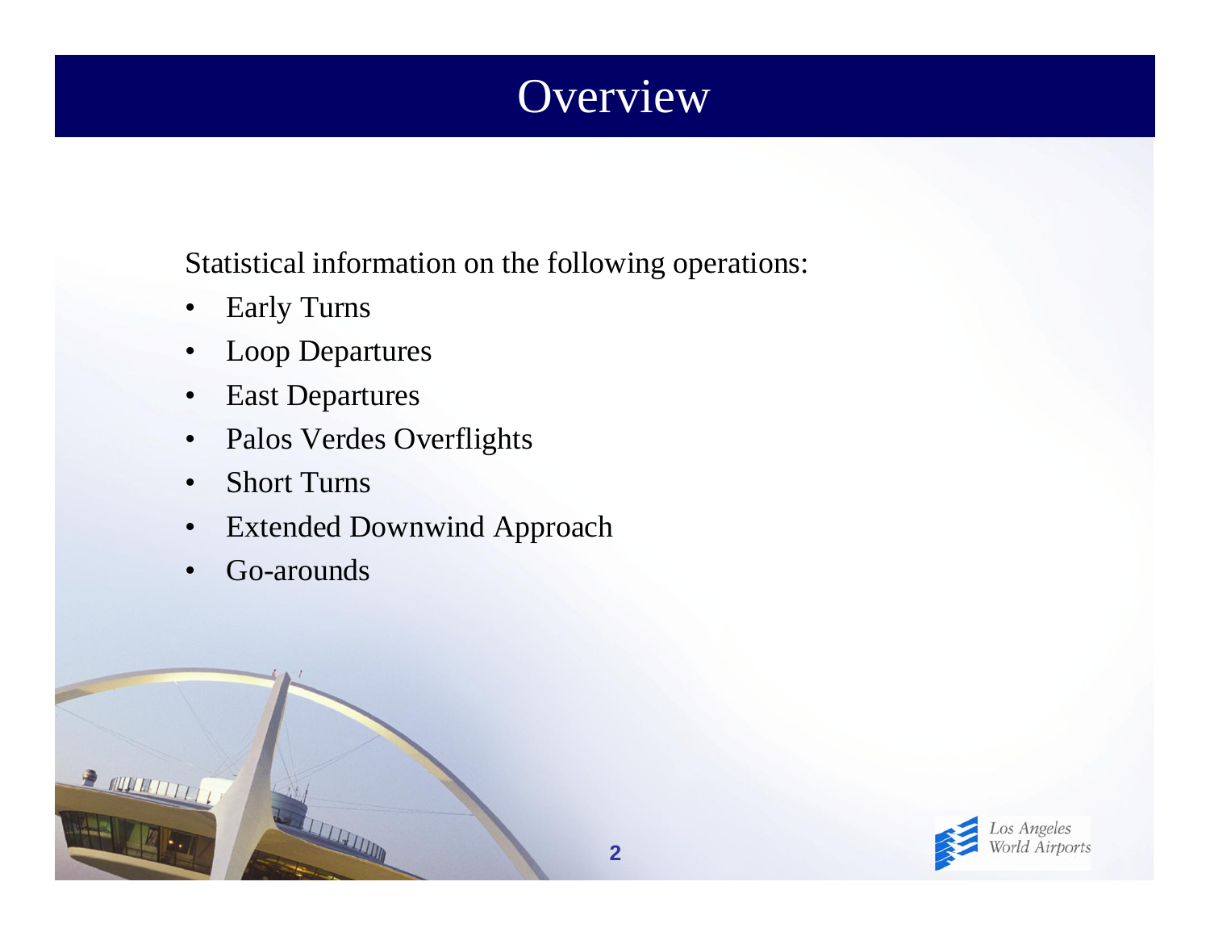# Overview

Statistical information on the following operations:

- Early Turns
- Loop Departures
- East Departures
- Palos Verdes Overflights
- Short Turns
- Extended Downwind Approach
- Go-arounds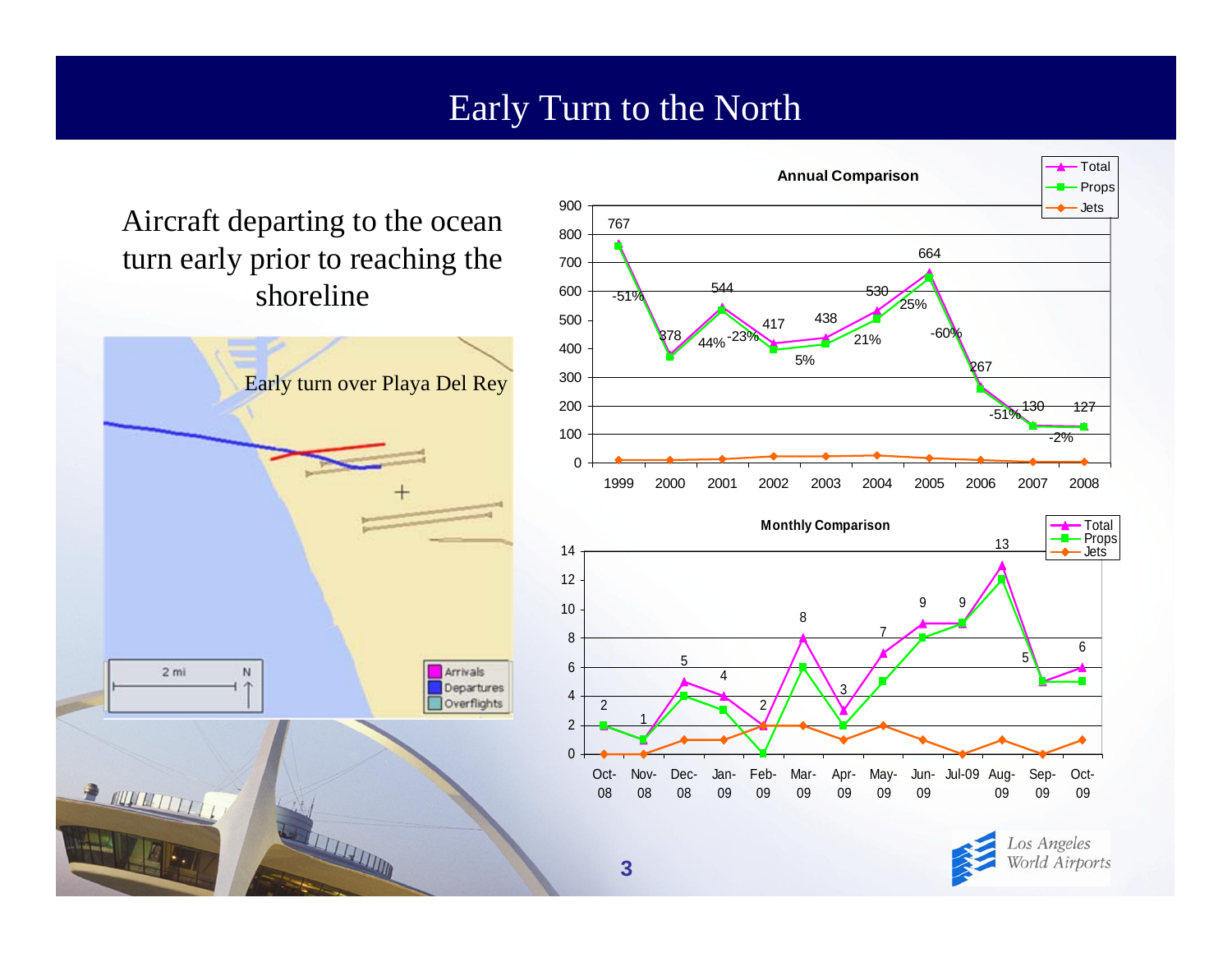# Early Turn to the North

Aircraft departing to the ocean turn early prior to reaching the shoreline

Early turn over Playa Del Rey

2 mi
N

Arrivals
Departures
Overflights

**Annual Comparison**

Total
Props
Jets

900
800
700
600
500
400
300
200
100
0

1999 2000 2001 2002 2003 2004 2005 2006 2007 2008

767
-51%
378
544
44%
-23%
417
5%
438
21%
530
25%
664
-60%
267
-51%
130
127
-2%

**Monthly Comparison**

Total
Props
Jets

14
12
10
8
6
4
2
0

Oct-08 Nov-08 Dec-08 Jan-09 Feb-09 Mar-09 Apr-09 May-09 Jun-09 Jul-09 Aug-09 Sep-09 Oct-09

2
1
5
4
2
8
3
7
9
9
13
5
6

Los Angeles World Airports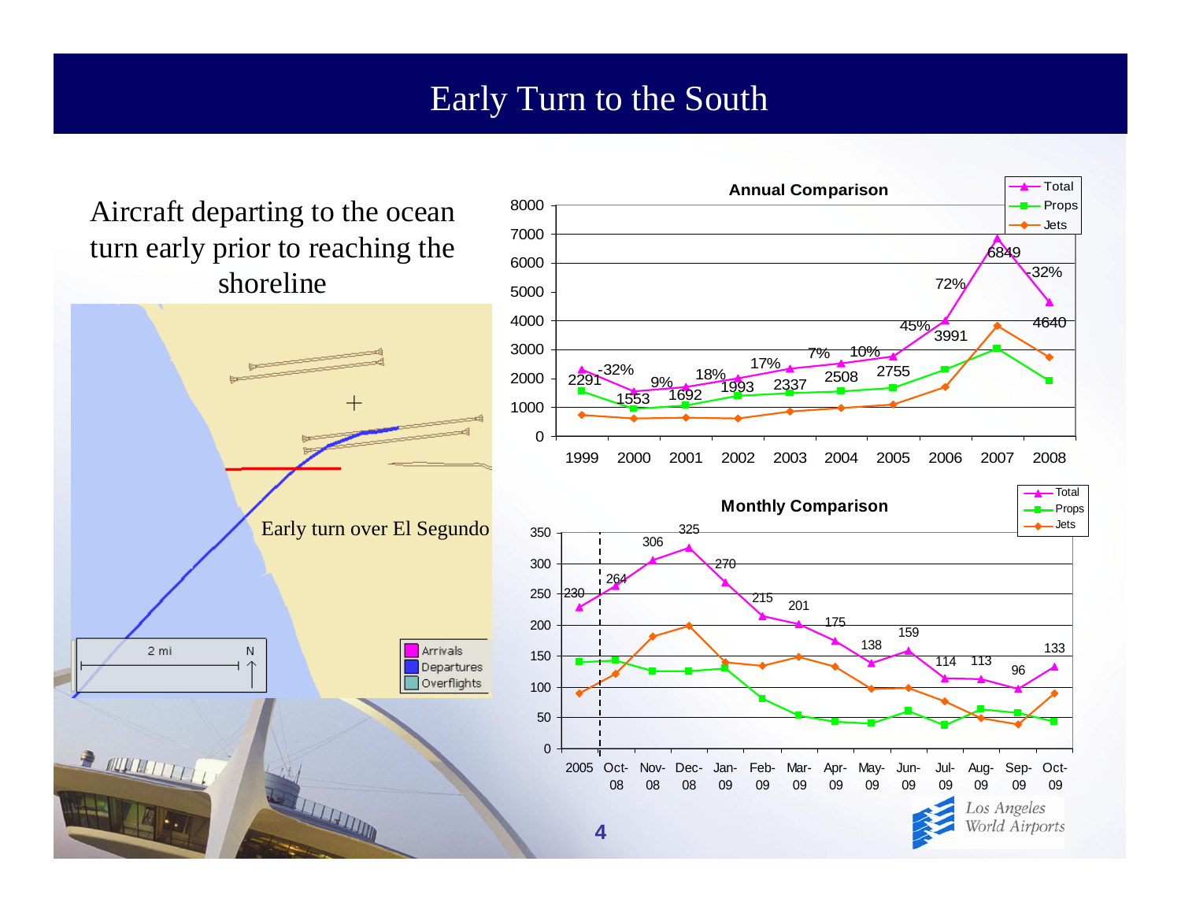# Early Turn to the South

Aircraft departing to the ocean turn early prior to reaching the shoreline

Early turn over El Segundo

Arrivals
Departures
Overflights

2 mi
N

**Annual Comparison**

Total
Props
Jets

8000
7000
6000
5000
4000
3000
2000
1000
0

1999 2000 2001 2002 2003 2004 2005 2006 2007 2008

2291 -32% 1553 9% 1692 18% 1993 17% 2337 7% 2508 10% 2755 45% 3991 72% 6849 -32% 4640

**Monthly Comparison**

Total
Props
Jets

350
300
250
200
150
100
50
0

2005 Oct-08 Nov-08 Dec-08 Jan-09 Feb-09 Mar-09 Apr-09 May-09 Jun-09 Jul-09 Aug-09 Sep-09 Oct-09

230 264 306 325 270 215 201 175 138 159 114 113 96 133

Los Angeles World Airports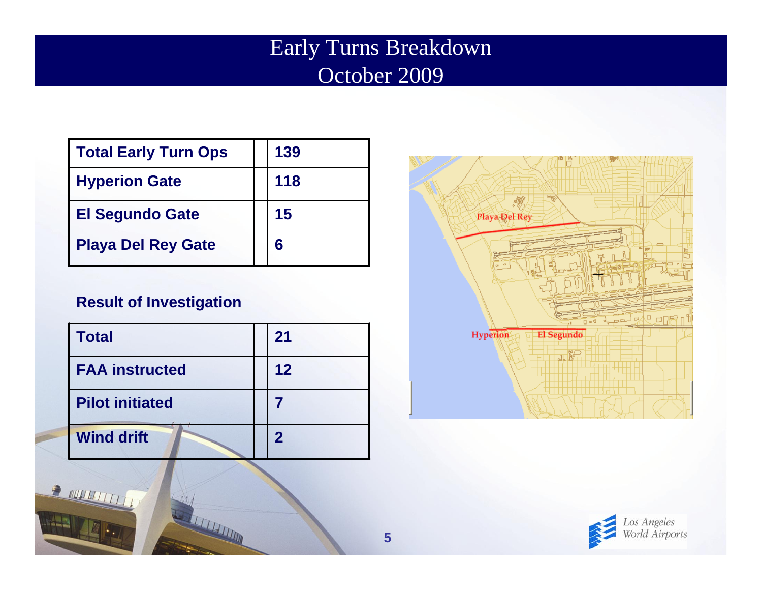# Early Turns Breakdown
# October 2009

| | |
|---|---|
| **Total Early Turn Ops** | **139** |
| **Hyperion Gate** | **118** |
| **El Segundo Gate** | **15** |
| **Playa Del Rey Gate** | **6** |

**Result of Investigation**

| | |
|---|---|
| **Total** | **21** |
| **FAA instructed** | **12** |
| **Pilot initiated** | **7** |
| **Wind drift** | **2** |

Playa Del Rey

Hyperion

El Segundo

Los Angeles World Airports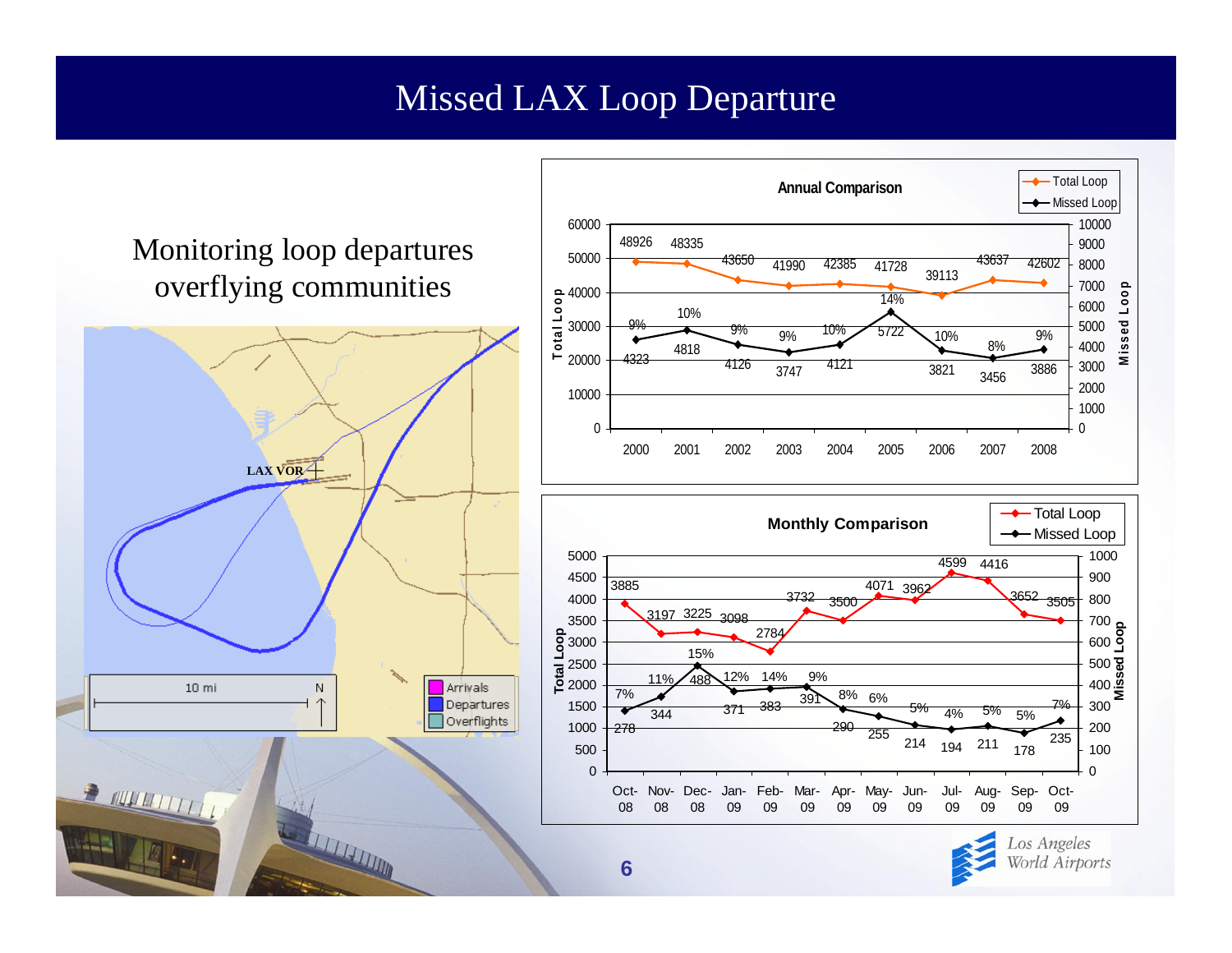# Missed LAX Loop Departure

Monitoring loop departures overflying communities

LAX VOR

10 mi N

Arrivals
Departures
Overflights

**Annual Comparison**

| Year | Total Loop | Missed Loop | % Missed |
|---|---|---|---|
| 2000 | 48926 | 4323 | 9% |
| 2001 | 48335 | 4818 | 10% |
| 2002 | 43650 | 4126 | 9% |
| 2003 | 41990 | 3747 | 9% |
| 2004 | 42385 | 4121 | 10% |
| 2005 | 41728 | 5722 | 14% |
| 2006 | 39113 | 3821 | 10% |
| 2007 | 43637 | 3456 | 8% |
| 2008 | 42602 | 3886 | 9% |

**Monthly Comparison**

| Month | Total Loop | Missed Loop | % Missed |
|---|---|---|---|
| Oct-08 | 3885 | 278 | 7% |
| Nov-08 | 3197 | 344 | 11% |
| Dec-08 | 3225 | 488 | 15% |
| Jan-09 | 3098 | 371 | 12% |
| Feb-09 | 2784 | 383 | 14% |
| Mar-09 | 3732 | 391 | 9% |
| Apr-09 | 3500 | 290 | 8% |
| May-09 | 4071 | 255 | 6% |
| Jun-09 | 3962 | 214 | 5% |
| Jul-09 | 4599 | 194 | 4% |
| Aug-09 | 4416 | 211 | 5% |
| Sep-09 | 3652 | 178 | 5% |
| Oct-09 | 3505 | 235 | 7% |

Los Angeles World Airports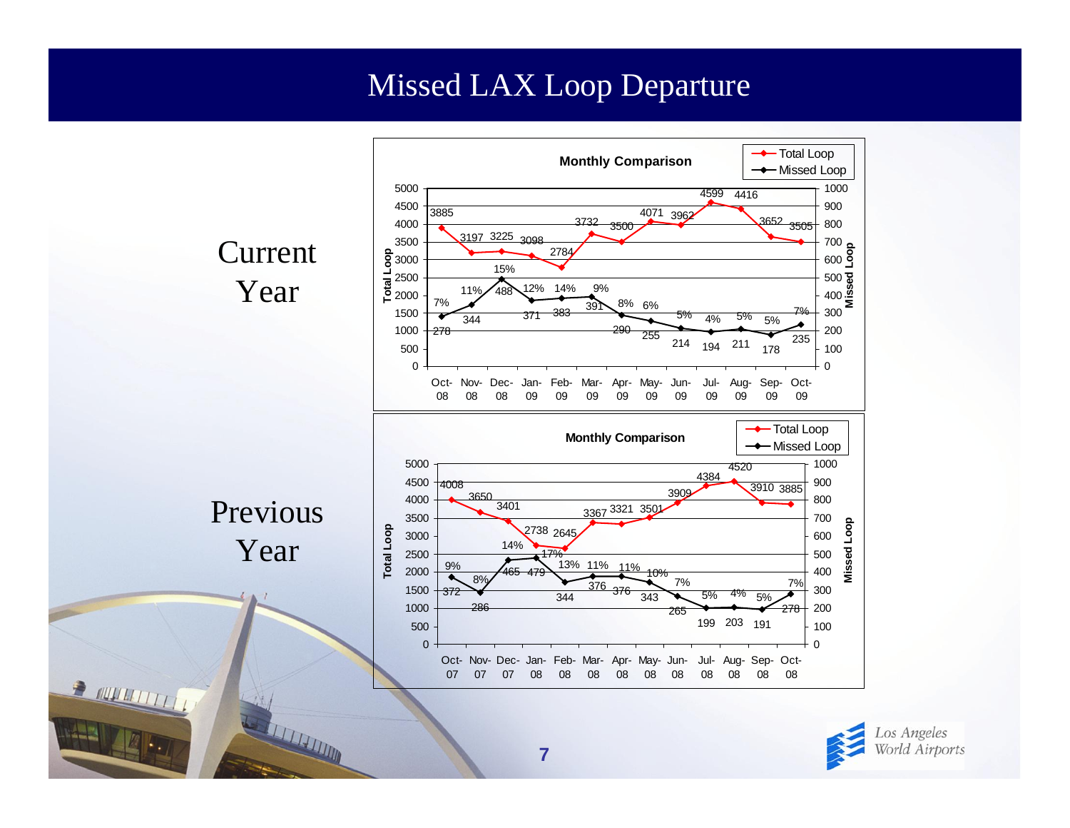# Missed LAX Loop Departure

## Current Year

**Monthly Comparison**

| Month | Total Loop | Missed Loop | % Missed |
|---|---|---|---|
| Oct-08 | 3885 | 278 | 7% |
| Nov-08 | 3197 | 344 | 11% |
| Dec-08 | 3225 | 488 | 15% |
| Jan-09 | 3098 | 371 | 12% |
| Feb-09 | 2784 | 383 | 14% |
| Mar-09 | 3732 | 391 | 9% |
| Apr-09 | 3500 | 290 | 8% |
| May-09 | 4071 | 255 | 6% |
| Jun-09 | 3962 | 214 | 5% |
| Jul-09 | 4599 | 194 | 4% |
| Aug-09 | 4416 | 211 | 5% |
| Sep-09 | 3652 | 178 | 5% |
| Oct-09 | 3505 | 235 | 7% |

## Previous Year

**Monthly Comparison**

| Month | Total Loop | Missed Loop | % Missed |
|---|---|---|---|
| Oct-07 | 4008 | 372 | 9% |
| Nov-07 | 3650 | 286 | 8% |
| Dec-07 | 3401 | 465 | 14% |
| Jan-08 | 2738 | 479 | 17% |
| Feb-08 | 2645 | 344 | 13% |
| Mar-08 | 3367 | 376 | 11% |
| Apr-08 | 3321 | 376 | 11% |
| May-08 | 3501 | 343 | 10% |
| Jun-08 | 3909 | 265 | 7% |
| Jul-08 | 4384 | 199 | 5% |
| Aug-08 | 4520 | 203 | 4% |
| Sep-08 | 3910 | 191 | 5% |
| Oct-08 | 3885 | 278 | 7% |

Los Angeles World Airports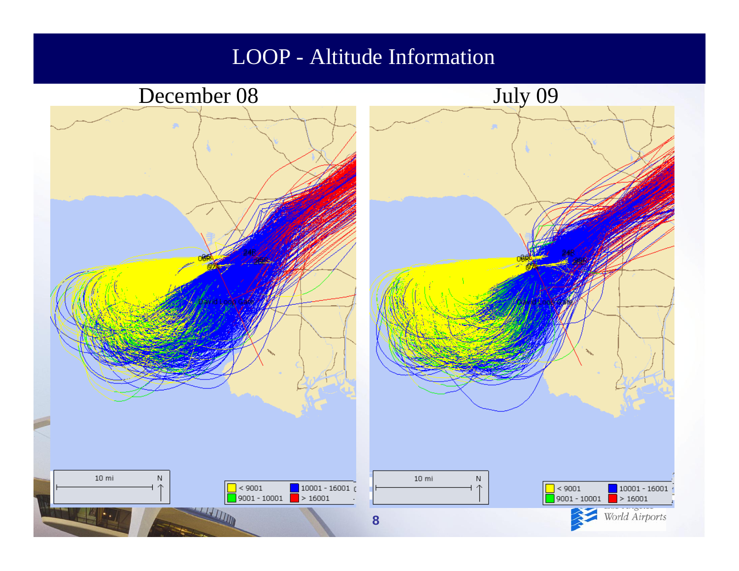# LOOP - Altitude Information

December 08

July 09

| | |
|---|---|
| < 9001 | 10001 - 16001 |
| 9001 - 10001 | > 16001 |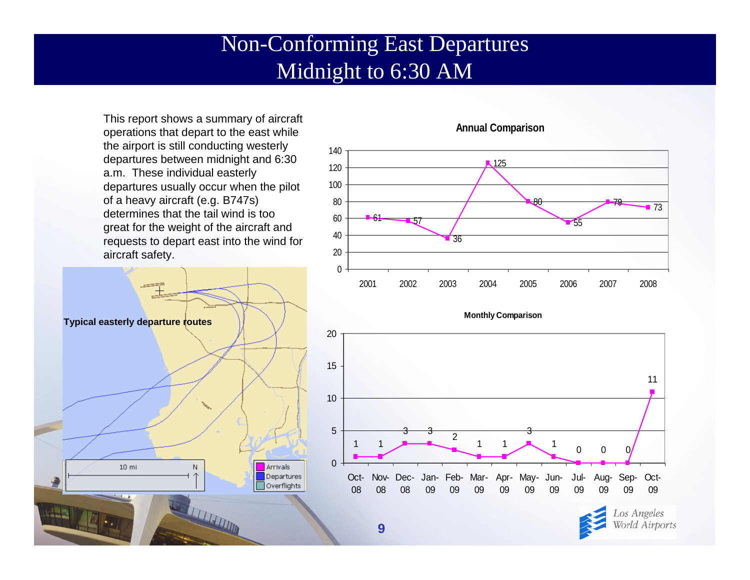# Non-Conforming East Departures
# Midnight to 6:30 AM

This report shows a summary of aircraft operations that depart to the east while the airport is still conducting westerly departures between midnight and 6:30 a.m. These individual easterly departures usually occur when the pilot of a heavy aircraft (e.g. B747s) determines that the tail wind is too great for the weight of the aircraft and requests to depart east into the wind for aircraft safety.

Typical easterly departure routes

10 mi

N

Arrivals
Departures
Overflights

**Annual Comparison**

140
120
100
80
60
40
20
0

2001 2002 2003 2004 2005 2006 2007 2008

61 57 36 125 80 55 79 73

**Monthly Comparison**

20
15
10
5
0

Oct-08 Nov-08 Dec-08 Jan-09 Feb-09 Mar-09 Apr-09 May-09 Jun-09 Jul-09 Aug-09 Sep-09 Oct-09

1 1 3 3 2 1 1 3 1 0 0 0 11

Los Angeles World Airports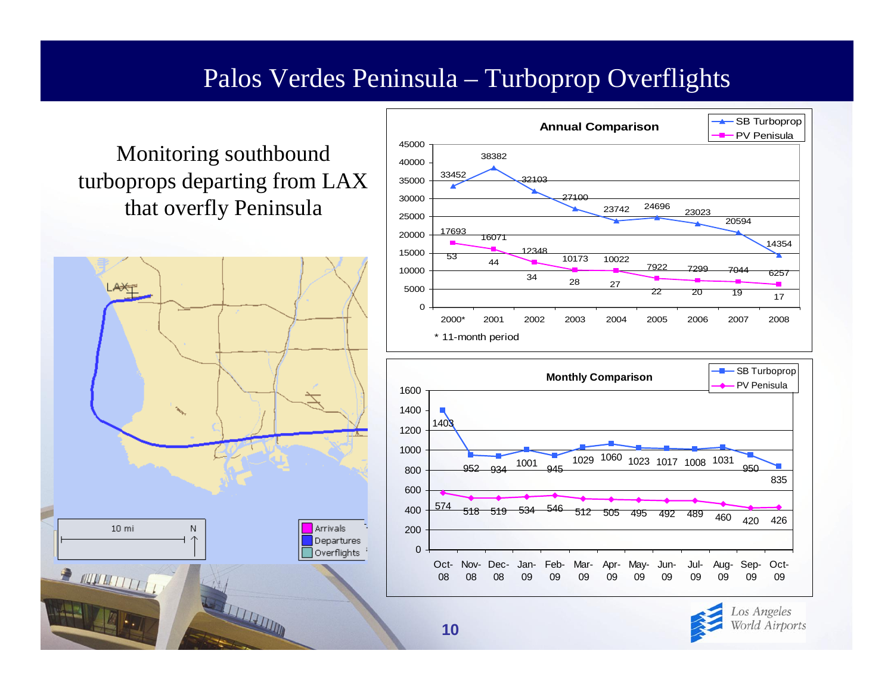# Palos Verdes Peninsula – Turboprop Overflights

Monitoring southbound turboprops departing from LAX that overfly Peninsula

**Annual Comparison**

| Year | SB Turboprop | PV Penisula | PV % |
|---|---|---|---|
| 2000* | 33452 | 17693 | 53 |
| 2001 | 38382 | 16071 | 44 |
| 2002 | 32103 | 12348 | 34 |
| 2003 | 27100 | 10173 | 28 |
| 2004 | 23742 | 10022 | 27 |
| 2005 | 24696 | 7922 | 22 |
| 2006 | 23023 | 7299 | 20 |
| 2007 | 20594 | 7044 | 19 |
| 2008 | 14354 | 6257 | 17 |

\* 11-month period

**Monthly Comparison**

| Month | SB Turboprop | PV Penisula |
|---|---|---|
| Oct-08 | 1403 | 574 |
| Nov-08 | 952 | 518 |
| Dec-08 | 934 | 519 |
| Jan-09 | 1001 | 534 |
| Feb-09 | 945 | 546 |
| Mar-09 | 1029 | 512 |
| Apr-09 | 1060 | 505 |
| May-09 | 1023 | 495 |
| Jun-09 | 1017 | 492 |
| Jul-09 | 1008 | 489 |
| Aug-09 | 1031 | 460 |
| Sep-09 | 950 | 420 |
| Oct-09 | 835 | 426 |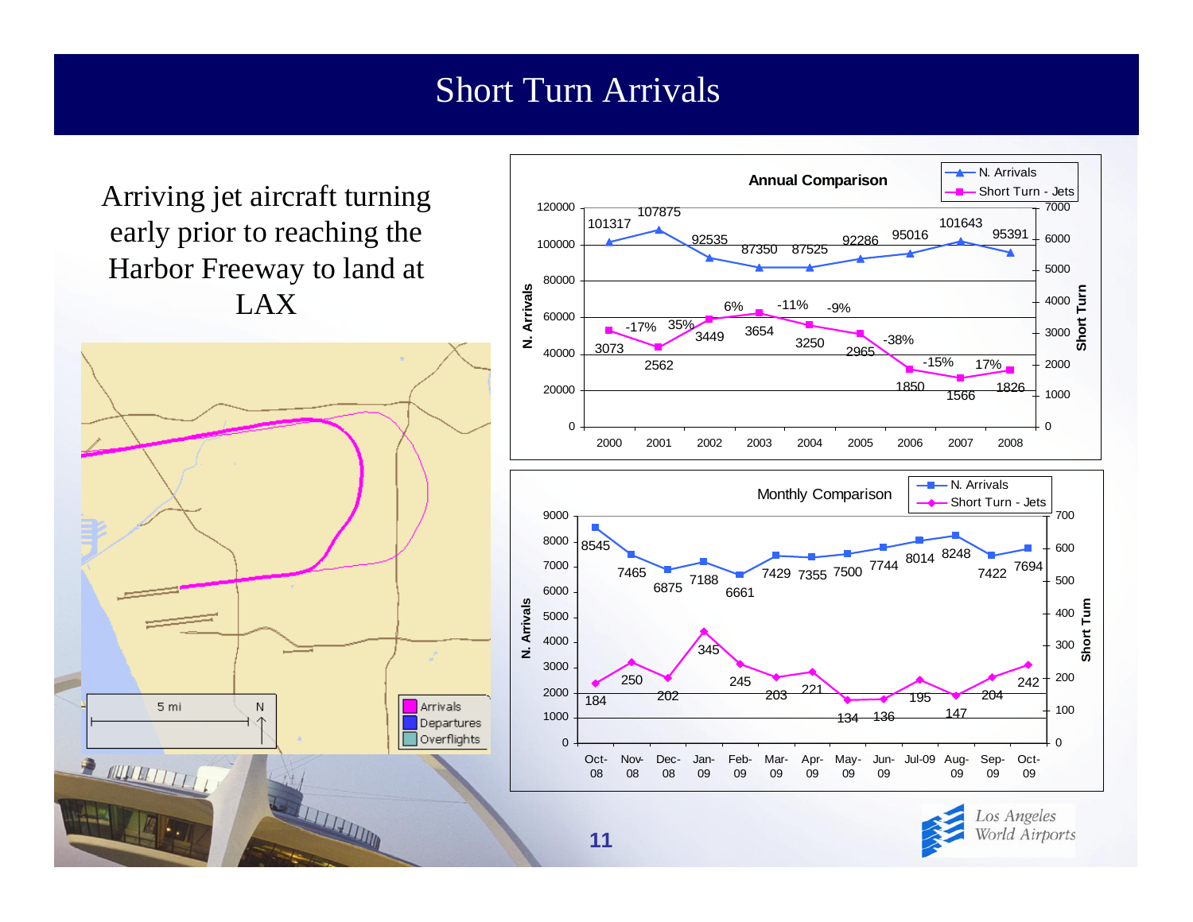# Short Turn Arrivals

Arriving jet aircraft turning early prior to reaching the Harbor Freeway to land at LAX

5 mi
N

Arrivals
Departures
Overflights

**Annual Comparison**

N. Arrivals
Short Turn - Jets

N. Arrivals
Short Turn

120000
100000
80000
60000
40000
20000
0

7000
6000
5000
4000
3000
2000
1000
0

2000 2001 2002 2003 2004 2005 2006 2007 2008

101317 107875 92535 87350 87525 92286 95016 101643 95391

3073 2562 3449 3654 3250 2965 1850 1566 1826

-17% 35% 6% -11% -9% -38% -15% 17%

Monthly Comparison

N. Arrivals
Short Turn - Jets

N. Arrivals
Short Turn

9000
8000
7000
6000
5000
4000
3000
2000
1000
0

700
600
500
400
300
200
100
0

Oct-08 Nov-08 Dec-08 Jan-09 Feb-09 Mar-09 Apr-09 May-09 Jun-09 Jul-09 Aug-09 Sep-09 Oct-09

8545 7465 6875 7188 6661 7429 7355 7500 7744 8014 8248 7422 7694

184 250 202 345 245 203 221 134 136 195 147 204 242

Los Angeles World Airports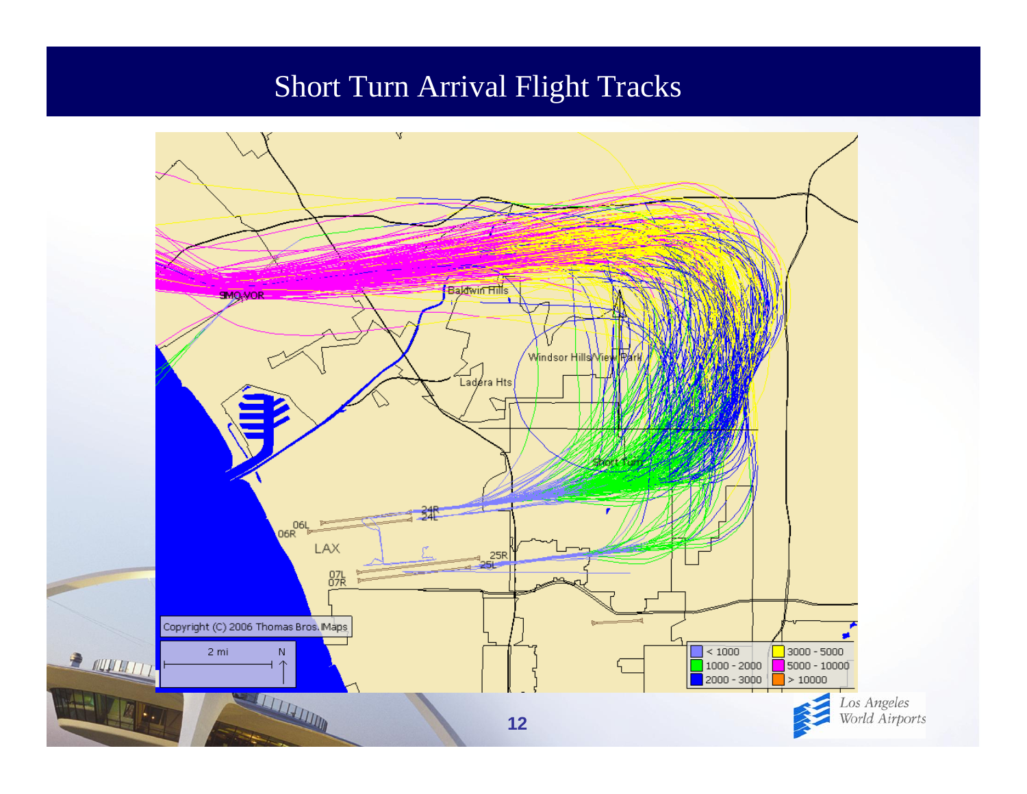# Short Turn Arrival Flight Tracks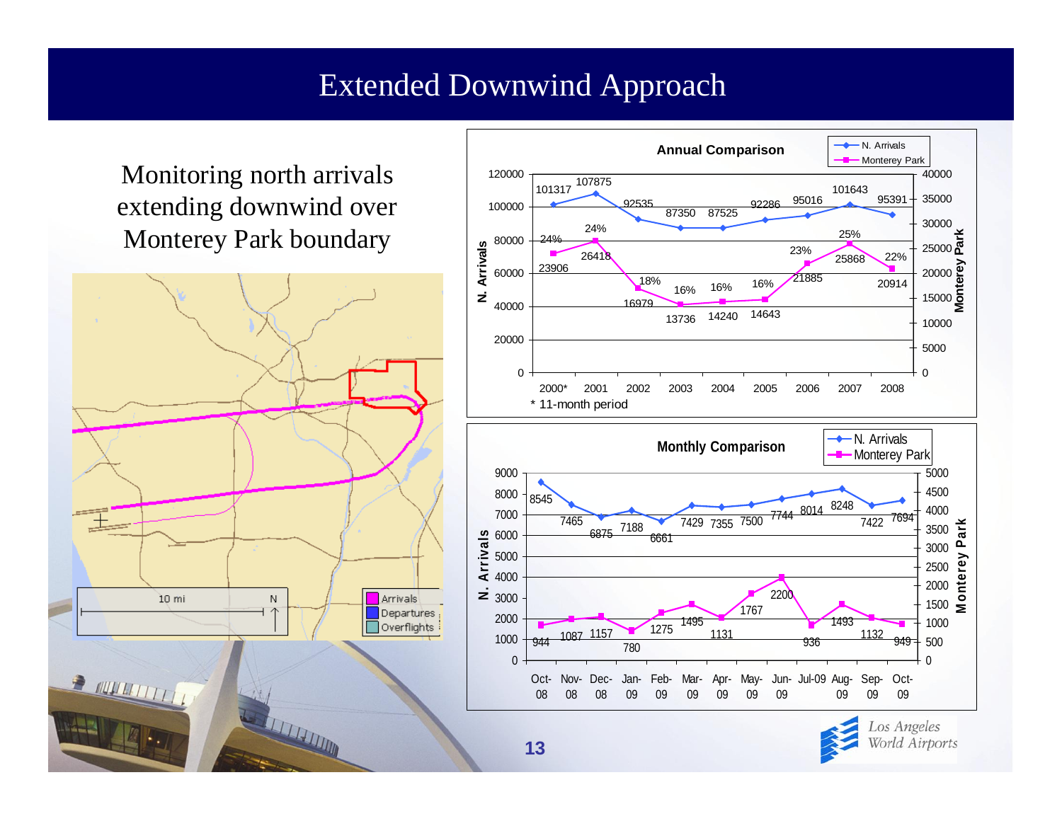# Extended Downwind Approach

Monitoring north arrivals extending downwind over Monterey Park boundary

10 mi

N

Arrivals
Departures
Overflights

**Annual Comparison**

N. Arrivals
Monterey Park

N. Arrivals

Monterey Park

120000
100000
80000
60000
40000
20000
0

40000
35000
30000
25000
20000
15000
10000
5000
0

2000* 2001 2002 2003 2004 2005 2006 2007 2008

101317 107875 92535 87350 87525 92286 95016 101643 95391

24% 24% 18% 16% 16% 16% 23% 25% 22%

23906 26418 16979 13736 14240 14643 21885 25868 20914

\* 11-month period

**Monthly Comparison**

N. Arrivals
Monterey Park

N. Arrivals

Monterey Park

9000
8000
7000
6000
5000
4000
3000
2000
1000
0

5000
4500
4000
3500
3000
2500
2000
1500
1000
500
0

Oct-08 Nov-08 Dec-08 Jan-09 Feb-09 Mar-09 Apr-09 May-09 Jun-09 Jul-09 Aug-09 Sep-09 Oct-09

8545 7465 6875 7188 6661 7429 7355 7500 7744 8014 8248 7422 7694

944 1087 1157 780 1275 1495 1131 1767 2200 936 1493 1132 949

Los Angeles World Airports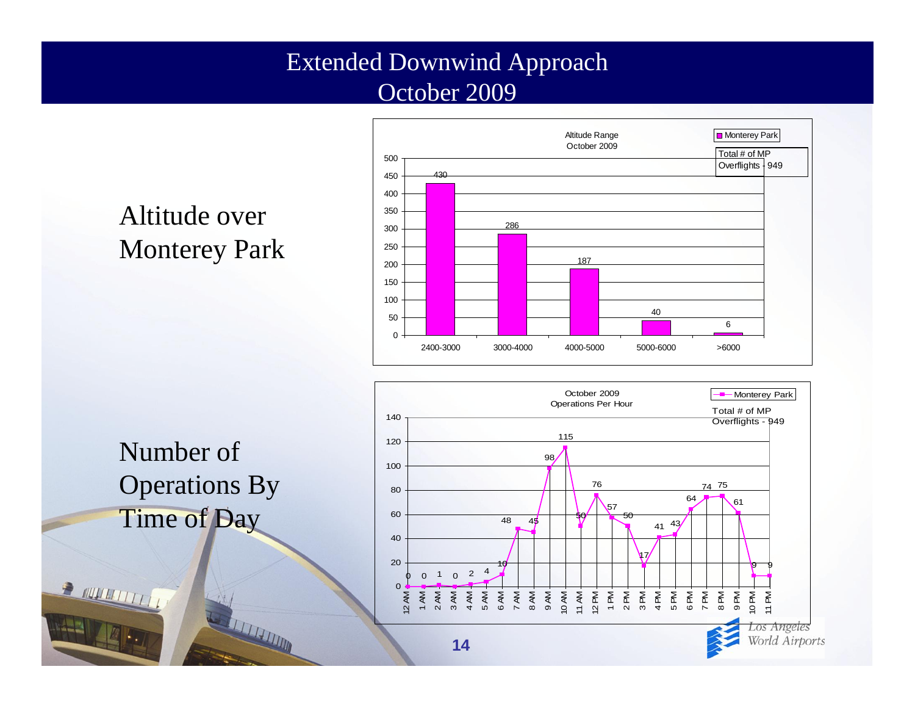# Extended Downwind Approach
## October 2009

Altitude over Monterey Park

Altitude Range
October 2009

Monterey Park

Total # of MP Overflights - 949

500
450
400
350
300
250
200
150
100
50
0

430
286
187
40
6

2400-3000
3000-4000
4000-5000
5000-6000
>6000

Number of Operations By Time of Day

October 2009
Operations Per Hour

Monterey Park

Total # of MP Overflights - 949

140
120
100
80
60
40
20
0

0 0 1 0 2 4 10 48 45 98 115 50 76 57 50 17 41 43 64 74 75 61 9 9

12 AM
1 AM
2 AM
3 AM
4 AM
5 AM
6 AM
7 AM
8 AM
9 AM
10 AM
11 AM
12 PM
1 PM
2 PM
3 PM
4 PM
5 PM
6 PM
7 PM
8 PM
9 PM
10 PM
11 PM

Los Angeles World Airports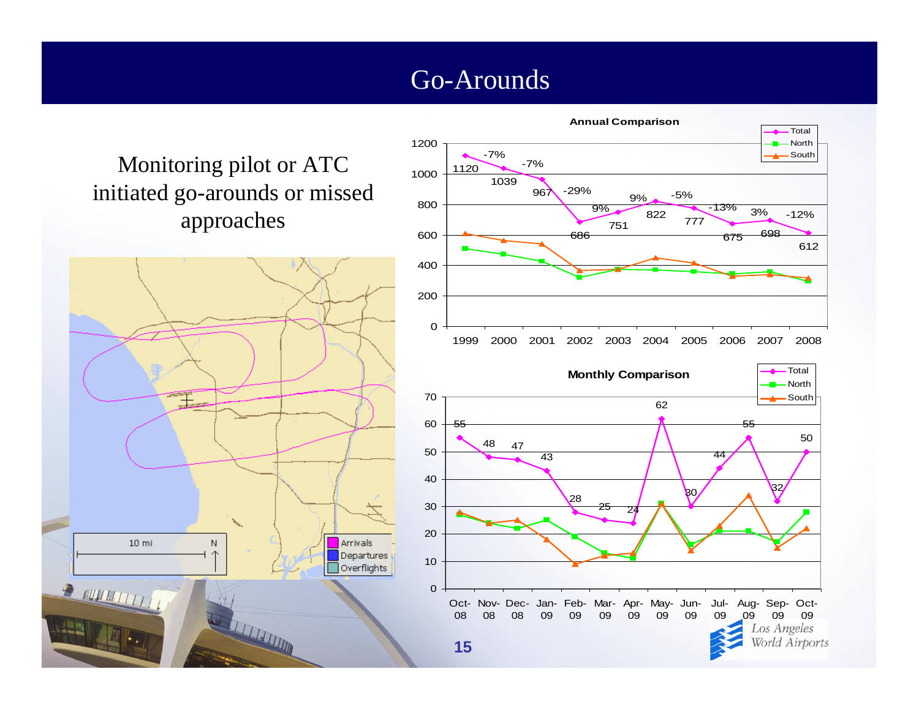# Go-Arounds

Monitoring pilot or ATC initiated go-arounds or missed approaches

10 mi

N

Arrivals
Departures
Overflights

**Annual Comparison**

Total
North
South

1200
1000
800
600
400
200
0

1999 2000 2001 2002 2003 2004 2005 2006 2007 2008

1120 -7% 1039 -7% 967 -29% 686 9% 751 9% 822 -5% 777 -13% 675 3% 698 -12% 612

**Monthly Comparison**

Total
North
South

70
60
50
40
30
20
10
0

Oct-08 Nov-08 Dec-08 Jan-09 Feb-09 Mar-09 Apr-09 May-09 Jun-09 Jul-09 Aug-09 Sep-09 Oct-09

55 48 47 43 28 25 24 62 30 44 55 32 50

Los Angeles World Airports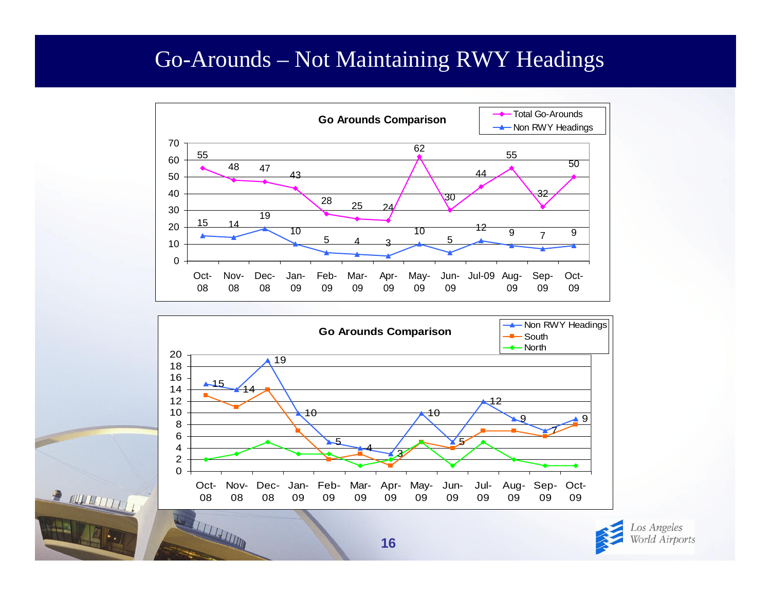# Go-Arounds – Not Maintaining RWY Headings

**Go Arounds Comparison**

Total Go-Arounds
Non RWY Headings

70
60
50
40
30
20
10
0

55 48 47 43 28 25 24 62 30 44 55 32 50

15 14 19 10 5 4 3 10 5 12 9 7 9

Oct-08 Nov-08 Dec-08 Jan-09 Feb-09 Mar-09 Apr-09 May-09 Jun-09 Jul-09 Aug-09 Sep-09 Oct-09

**Go Arounds Comparison**

Non RWY Headings
South
North

20
18
16
14
12
10
8
6
4
2
0

15 14 19 10 5 4 3 10 5 12 9 7 9

Oct-08 Nov-08 Dec-08 Jan-09 Feb-09 Mar-09 Apr-09 May-09 Jun-09 Jul-09 Aug-09 Sep-09 Oct-09

Los Angeles World Airports